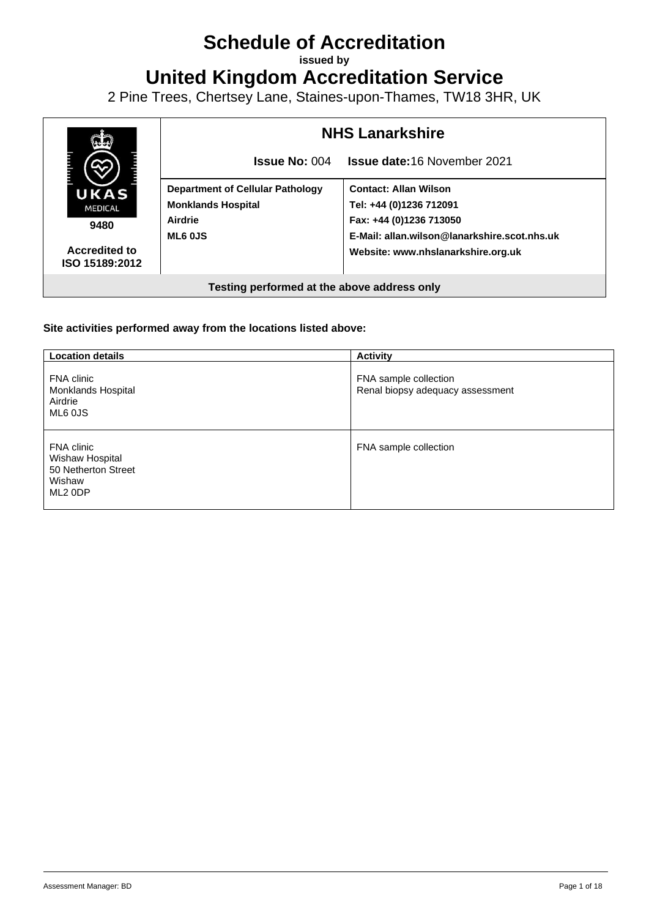# Schedule of Accreditation

**issued by**

# United Kingdom Accreditation Service

2 Pine Trees, Chertsey Lane, Staines-upon-Thames, TW18 3HR, UK

| UKAS MEDICAL 9480 Accredited to ISO 15189:2012 | **NHS Lanarkshire** | |
|---|---|---|
| | **Issue No:** 004 | **Issue date:** 16 November 2021 |
| | **Department of Cellular Pathology** **Monklands Hospital** **Airdrie** **ML6 0JS** | **Contact: Allan Wilson** **Tel: +44 (0)1236 712091** **Fax: +44 (0)1236 713050** **E-Mail: allan.wilson@lanarkshire.scot.nhs.uk** **Website: www.nhslanarkshire.org.uk** |
| **Testing performed at the above address only** | | |

**Site activities performed away from the locations listed above:**

| Location details | Activity |
|---|---|
| FNA clinic Monklands Hospital Airdrie ML6 0JS | FNA sample collection Renal biopsy adequacy assessment |
| FNA clinic Wishaw Hospital 50 Netherton Street Wishaw ML2 0DP | FNA sample collection |

Assessment Manager: BD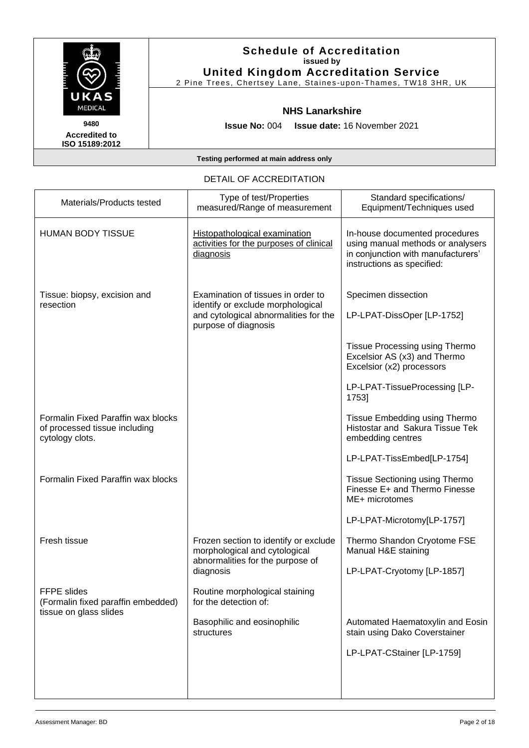**Schedule of Accreditation**
**issued by**
**United Kingdom Accreditation Service**
2 Pine Trees, Chertsey Lane, Staines-upon-Thames, TW18 3HR, UK

UKAS MEDICAL

**9480**
**Accredited to ISO 15189:2012**

**NHS Lanarkshire**

**Issue No:** 004 **Issue date:** 16 November 2021

**Testing performed at main address only**

DETAIL OF ACCREDITATION

| Materials/Products tested | Type of test/Properties measured/Range of measurement | Standard specifications/ Equipment/Techniques used |
|---|---|---|
| HUMAN BODY TISSUE | Histopathological examination activities for the purposes of clinical diagnosis | In-house documented procedures using manual methods or analysers in conjunction with manufacturers' instructions as specified: |
| Tissue: biopsy, excision and resection | Examination of tissues in order to identify or exclude morphological and cytological abnormalities for the purpose of diagnosis | Specimen dissection<br><br>LP-LPAT-DissOper [LP-1752] |
| | | Tissue Processing using Thermo Excelsior AS (x3) and Thermo Excelsior (x2) processors<br><br>LP-LPAT-TissueProcessing [LP-1753] |
| Formalin Fixed Paraffin wax blocks of processed tissue including cytology clots. | | Tissue Embedding using Thermo Histostar and Sakura Tissue Tek embedding centres<br><br>LP-LPAT-TissEmbed[LP-1754] |
| Formalin Fixed Paraffin wax blocks | | Tissue Sectioning using Thermo Finesse E+ and Thermo Finesse ME+ microtomes<br><br>LP-LPAT-Microtomy[LP-1757] |
| Fresh tissue | Frozen section to identify or exclude morphological and cytological abnormalities for the purpose of diagnosis | Thermo Shandon Cryotome FSE Manual H&E staining<br><br>LP-LPAT-Cryotomy [LP-1857] |
| FFPE slides (Formalin fixed paraffin embedded) tissue on glass slides | Routine morphological staining for the detection of:<br><br>Basophilic and eosinophilic structures | Automated Haematoxylin and Eosin stain using Dako Coverstainer<br><br>LP-LPAT-CStainer [LP-1759] |

Assessment Manager: BD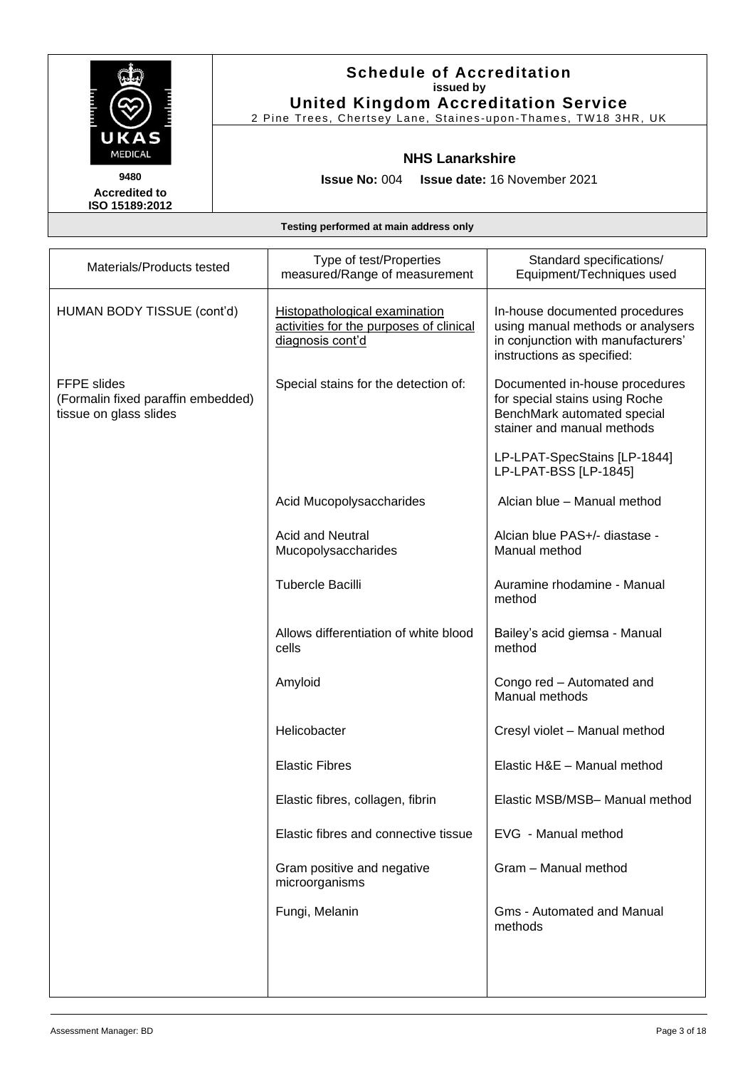# Schedule of Accreditation
**issued by**
**United Kingdom Accreditation Service**
2 Pine Trees, Chertsey Lane, Staines-upon-Thames, TW18 3HR, UK

**9480**
**Accredited to ISO 15189:2012**

## NHS Lanarkshire

**Issue No:** 004 **Issue date:** 16 November 2021

**Testing performed at main address only**

| Materials/Products tested | Type of test/Properties measured/Range of measurement | Standard specifications/ Equipment/Techniques used |
|---|---|---|
| HUMAN BODY TISSUE (cont'd) | Histopathological examination activities for the purposes of clinical diagnosis cont'd | In-house documented procedures using manual methods or analysers in conjunction with manufacturers' instructions as specified: |
| FFPE slides (Formalin fixed paraffin embedded) tissue on glass slides | Special stains for the detection of: | Documented in-house procedures for special stains using Roche BenchMark automated special stainer and manual methods<br><br>LP-LPAT-SpecStains [LP-1844]<br>LP-LPAT-BSS [LP-1845] |
| | Acid Mucopolysaccharides | Alcian blue – Manual method |
| | Acid and Neutral Mucopolysaccharides | Alcian blue PAS+/- diastase - Manual method |
| | Tubercle Bacilli | Auramine rhodamine - Manual method |
| | Allows differentiation of white blood cells | Bailey's acid giemsa - Manual method |
| | Amyloid | Congo red – Automated and Manual methods |
| | Helicobacter | Cresyl violet – Manual method |
| | Elastic Fibres | Elastic H&E – Manual method |
| | Elastic fibres, collagen, fibrin | Elastic MSB/MSB– Manual method |
| | Elastic fibres and connective tissue | EVG - Manual method |
| | Gram positive and negative microorganisms | Gram – Manual method |
| | Fungi, Melanin | Gms - Automated and Manual methods |

Assessment Manager: BD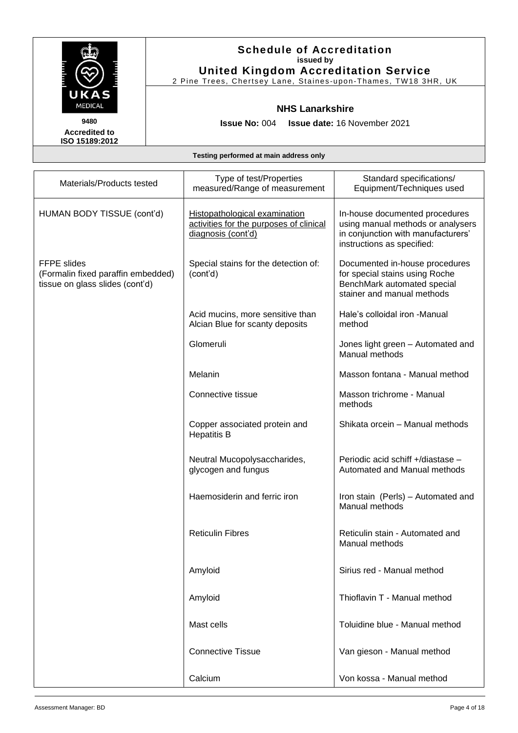**Schedule of Accreditation**
**issued by**
**United Kingdom Accreditation Service**
2 Pine Trees, Chertsey Lane, Staines-upon-Thames, TW18 3HR, UK

UKAS MEDICAL

**9480**
**Accredited to ISO 15189:2012**

**NHS Lanarkshire**

**Issue No:** 004 **Issue date:** 16 November 2021

**Testing performed at main address only**

| Materials/Products tested | Type of test/Properties measured/Range of measurement | Standard specifications/ Equipment/Techniques used |
|---|---|---|
| HUMAN BODY TISSUE (cont'd) | Histopathological examination activities for the purposes of clinical diagnosis (cont'd) | In-house documented procedures using manual methods or analysers in conjunction with manufacturers' instructions as specified: |
| FFPE slides (Formalin fixed paraffin embedded) tissue on glass slides (cont'd) | Special stains for the detection of: (cont'd) | Documented in-house procedures for special stains using Roche BenchMark automated special stainer and manual methods |
| | Acid mucins, more sensitive than Alcian Blue for scanty deposits | Hale's colloidal iron -Manual method |
| | Glomeruli | Jones light green – Automated and Manual methods |
| | Melanin | Masson fontana - Manual method |
| | Connective tissue | Masson trichrome - Manual methods |
| | Copper associated protein and Hepatitis B | Shikata orcein – Manual methods |
| | Neutral Mucopolysaccharides, glycogen and fungus | Periodic acid schiff +/diastase – Automated and Manual methods |
| | Haemosiderin and ferric iron | Iron stain (Perls) – Automated and Manual methods |
| | Reticulin Fibres | Reticulin stain - Automated and Manual methods |
| | Amyloid | Sirius red - Manual method |
| | Amyloid | Thioflavin T - Manual method |
| | Mast cells | Toluidine blue - Manual method |
| | Connective Tissue | Van gieson - Manual method |
| | Calcium | Von kossa - Manual method |

Assessment Manager: BD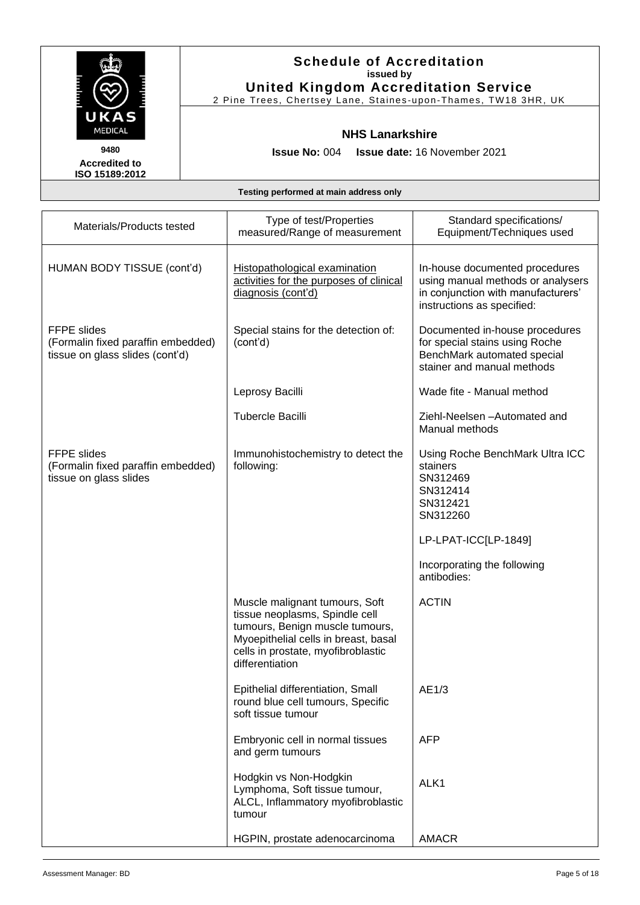# Schedule of Accreditation
**issued by**
**United Kingdom Accreditation Service**
2 Pine Trees, Chertsey Lane, Staines-upon-Thames, TW18 3HR, UK

**9480**
**Accredited to ISO 15189:2012**

## NHS Lanarkshire

**Issue No:** 004 **Issue date:** 16 November 2021

**Testing performed at main address only**

| Materials/Products tested | Type of test/Properties measured/Range of measurement | Standard specifications/ Equipment/Techniques used |
|---|---|---|
| HUMAN BODY TISSUE (cont'd) | Histopathological examination activities for the purposes of clinical diagnosis (cont'd) | In-house documented procedures using manual methods or analysers in conjunction with manufacturers' instructions as specified: |
| FFPE slides (Formalin fixed paraffin embedded) tissue on glass slides (cont'd) | Special stains for the detection of: (cont'd) | Documented in-house procedures for special stains using Roche BenchMark automated special stainer and manual methods |
| | Leprosy Bacilli | Wade fite - Manual method |
| | Tubercle Bacilli | Ziehl-Neelsen –Automated and Manual methods |
| FFPE slides (Formalin fixed paraffin embedded) tissue on glass slides | Immunohistochemistry to detect the following: | Using Roche BenchMark Ultra ICC stainers SN312469 SN312414 SN312421 SN312260<br><br>LP-LPAT-ICC[LP-1849]<br><br>Incorporating the following antibodies: |
| | Muscle malignant tumours, Soft tissue neoplasms, Spindle cell tumours, Benign muscle tumours, Myoepithelial cells in breast, basal cells in prostate, myofibroblastic differentiation | ACTIN |
| | Epithelial differentiation, Small round blue cell tumours, Specific soft tissue tumour | AE1/3 |
| | Embryonic cell in normal tissues and germ tumours | AFP |
| | Hodgkin vs Non-Hodgkin Lymphoma, Soft tissue tumour, ALCL, Inflammatory myofibroblastic tumour | ALK1 |
| | HGPIN, prostate adenocarcinoma | AMACR |

Assessment Manager: BD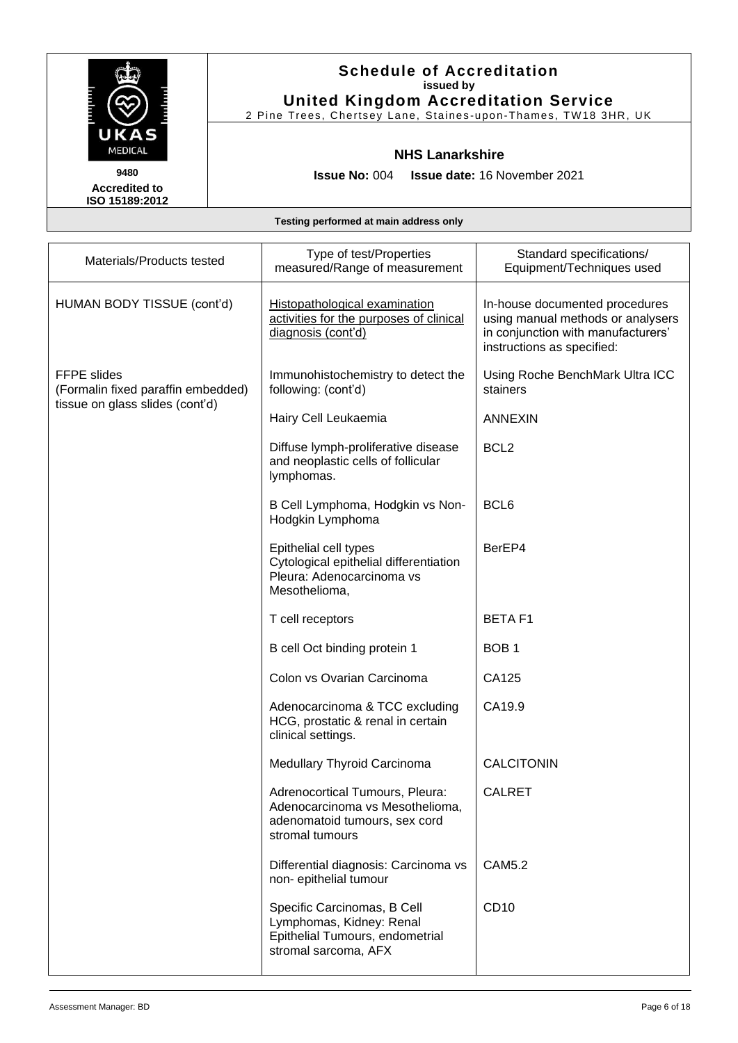# Schedule of Accreditation
issued by
**United Kingdom Accreditation Service**
2 Pine Trees, Chertsey Lane, Staines-upon-Thames, TW18 3HR, UK

9480
**Accredited to ISO 15189:2012**

## NHS Lanarkshire

**Issue No:** 004 **Issue date:** 16 November 2021

**Testing performed at main address only**

| Materials/Products tested | Type of test/Properties measured/Range of measurement | Standard specifications/ Equipment/Techniques used |
|---|---|---|
| HUMAN BODY TISSUE (cont'd) | Histopathological examination activities for the purposes of clinical diagnosis (cont'd) | In-house documented procedures using manual methods or analysers in conjunction with manufacturers' instructions as specified: |
| FFPE slides (Formalin fixed paraffin embedded) tissue on glass slides (cont'd) | Immunohistochemistry to detect the following: (cont'd) | Using Roche BenchMark Ultra ICC stainers |
| | Hairy Cell Leukaemia | ANNEXIN |
| | Diffuse lymph-proliferative disease and neoplastic cells of follicular lymphomas. | BCL2 |
| | B Cell Lymphoma, Hodgkin vs Non-Hodgkin Lymphoma | BCL6 |
| | Epithelial cell types Cytological epithelial differentiation Pleura: Adenocarcinoma vs Mesothelioma, | BerEP4 |
| | T cell receptors | BETA F1 |
| | B cell Oct binding protein 1 | BOB 1 |
| | Colon vs Ovarian Carcinoma | CA125 |
| | Adenocarcinoma & TCC excluding HCG, prostatic & renal in certain clinical settings. | CA19.9 |
| | Medullary Thyroid Carcinoma | CALCITONIN |
| | Adrenocortical Tumours, Pleura: Adenocarcinoma vs Mesothelioma, adenomatoid tumours, sex cord stromal tumours | CALRET |
| | Differential diagnosis: Carcinoma vs non- epithelial tumour | CAM5.2 |
| | Specific Carcinomas, B Cell Lymphomas, Kidney: Renal Epithelial Tumours, endometrial stromal sarcoma, AFX | CD10 |

Assessment Manager: BD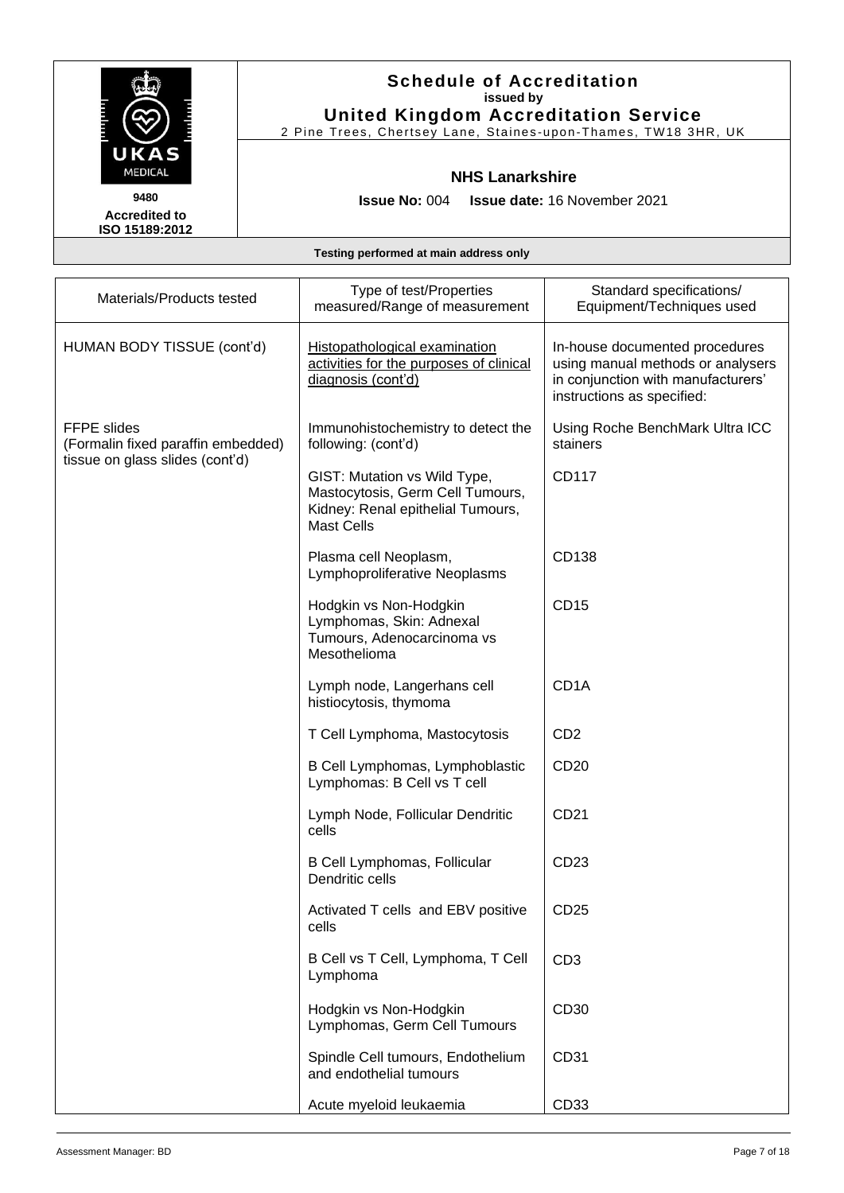# Schedule of Accreditation

**issued by**

**United Kingdom Accreditation Service**

2 Pine Trees, Chertsey Lane, Staines-upon-Thames, TW18 3HR, UK

**9480**

**Accredited to ISO 15189:2012**

## NHS Lanarkshire

**Issue No:** 004 **Issue date:** 16 November 2021

**Testing performed at main address only**

| Materials/Products tested | Type of test/Properties measured/Range of measurement | Standard specifications/ Equipment/Techniques used |
|---|---|---|
| HUMAN BODY TISSUE (cont'd) | Histopathological examination activities for the purposes of clinical diagnosis (cont'd) | In-house documented procedures using manual methods or analysers in conjunction with manufacturers' instructions as specified: |
| FFPE slides (Formalin fixed paraffin embedded) tissue on glass slides (cont'd) | Immunohistochemistry to detect the following: (cont'd) | Using Roche BenchMark Ultra ICC stainers |
| | GIST: Mutation vs Wild Type, Mastocytosis, Germ Cell Tumours, Kidney: Renal epithelial Tumours, Mast Cells | CD117 |
| | Plasma cell Neoplasm, Lymphoproliferative Neoplasms | CD138 |
| | Hodgkin vs Non-Hodgkin Lymphomas, Skin: Adnexal Tumours, Adenocarcinoma vs Mesothelioma | CD15 |
| | Lymph node, Langerhans cell histiocytosis, thymoma | CD1A |
| | T Cell Lymphoma, Mastocytosis | CD2 |
| | B Cell Lymphomas, Lymphoblastic Lymphomas: B Cell vs T cell | CD20 |
| | Lymph Node, Follicular Dendritic cells | CD21 |
| | B Cell Lymphomas, Follicular Dendritic cells | CD23 |
| | Activated T cells and EBV positive cells | CD25 |
| | B Cell vs T Cell, Lymphoma, T Cell Lymphoma | CD3 |
| | Hodgkin vs Non-Hodgkin Lymphomas, Germ Cell Tumours | CD30 |
| | Spindle Cell tumours, Endothelium and endothelial tumours | CD31 |
| | Acute myeloid leukaemia | CD33 |

Assessment Manager: BD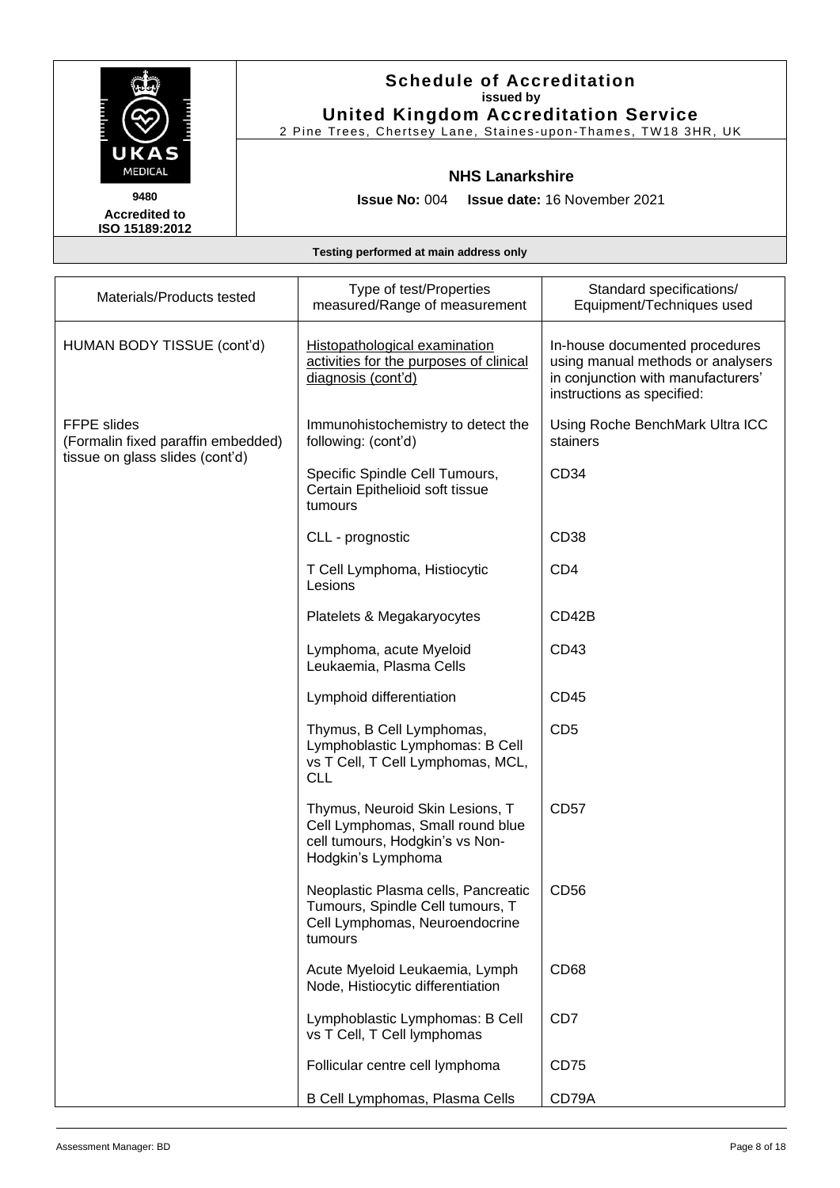# Schedule of Accreditation

**issued by**

**United Kingdom Accreditation Service**

2 Pine Trees, Chertsey Lane, Staines-upon-Thames, TW18 3HR, UK

UKAS MEDICAL

**9480**

**Accredited to ISO 15189:2012**

## NHS Lanarkshire

**Issue No:** 004 **Issue date:** 16 November 2021

**Testing performed at main address only**

| Materials/Products tested | Type of test/Properties measured/Range of measurement | Standard specifications/ Equipment/Techniques used |
|---|---|---|
| HUMAN BODY TISSUE (cont'd) | <u>Histopathological examination activities for the purposes of clinical diagnosis (cont'd)</u> | In-house documented procedures using manual methods or analysers in conjunction with manufacturers' instructions as specified: |
| FFPE slides (Formalin fixed paraffin embedded) tissue on glass slides (cont'd) | Immunohistochemistry to detect the following: (cont'd) | Using Roche BenchMark Ultra ICC stainers |
| | Specific Spindle Cell Tumours, Certain Epithelioid soft tissue tumours | CD34 |
| | CLL - prognostic | CD38 |
| | T Cell Lymphoma, Histiocytic Lesions | CD4 |
| | Platelets & Megakaryocytes | CD42B |
| | Lymphoma, acute Myeloid Leukaemia, Plasma Cells | CD43 |
| | Lymphoid differentiation | CD45 |
| | Thymus, B Cell Lymphomas, Lymphoblastic Lymphomas: B Cell vs T Cell, T Cell Lymphomas, MCL, CLL | CD5 |
| | Thymus, Neuroid Skin Lesions, T Cell Lymphomas, Small round blue cell tumours, Hodgkin's vs Non-Hodgkin's Lymphoma | CD57 |
| | Neoplastic Plasma cells, Pancreatic Tumours, Spindle Cell tumours, T Cell Lymphomas, Neuroendocrine tumours | CD56 |
| | Acute Myeloid Leukaemia, Lymph Node, Histiocytic differentiation | CD68 |
| | Lymphoblastic Lymphomas: B Cell vs T Cell, T Cell lymphomas | CD7 |
| | Follicular centre cell lymphoma | CD75 |
| | B Cell Lymphomas, Plasma Cells | CD79A |

Assessment Manager: BD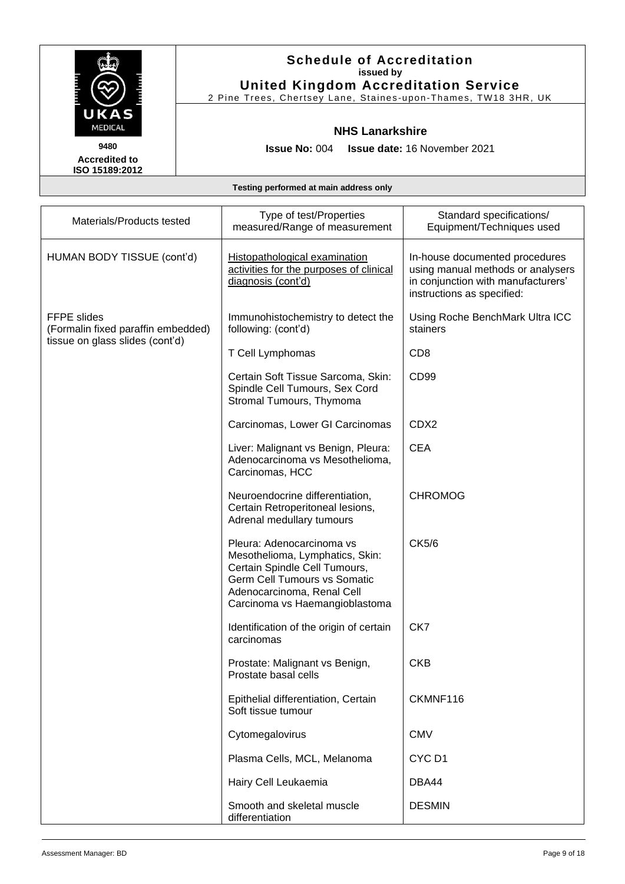# Schedule of Accreditation
issued by
**United Kingdom Accreditation Service**
2 Pine Trees, Chertsey Lane, Staines-upon-Thames, TW18 3HR, UK

9480
**Accredited to ISO 15189:2012**

## NHS Lanarkshire

**Issue No:** 004 **Issue date:** 16 November 2021

**Testing performed at main address only**

| Materials/Products tested | Type of test/Properties measured/Range of measurement | Standard specifications/ Equipment/Techniques used |
|---|---|---|
| HUMAN BODY TISSUE (cont'd) | Histopathological examination activities for the purposes of clinical diagnosis (cont'd) | In-house documented procedures using manual methods or analysers in conjunction with manufacturers' instructions as specified: |
| FFPE slides (Formalin fixed paraffin embedded) tissue on glass slides (cont'd) | Immunohistochemistry to detect the following: (cont'd) | Using Roche BenchMark Ultra ICC stainers |
| | T Cell Lymphomas | CD8 |
| | Certain Soft Tissue Sarcoma, Skin: Spindle Cell Tumours, Sex Cord Stromal Tumours, Thymoma | CD99 |
| | Carcinomas, Lower GI Carcinomas | CDX2 |
| | Liver: Malignant vs Benign, Pleura: Adenocarcinoma vs Mesothelioma, Carcinomas, HCC | CEA |
| | Neuroendocrine differentiation, Certain Retroperitoneal lesions, Adrenal medullary tumours | CHROMOG |
| | Pleura: Adenocarcinoma vs Mesothelioma, Lymphatics, Skin: Certain Spindle Cell Tumours, Germ Cell Tumours vs Somatic Adenocarcinoma, Renal Cell Carcinoma vs Haemangioblastoma | CK5/6 |
| | Identification of the origin of certain carcinomas | CK7 |
| | Prostate: Malignant vs Benign, Prostate basal cells | CKB |
| | Epithelial differentiation, Certain Soft tissue tumour | CKMNF116 |
| | Cytomegalovirus | CMV |
| | Plasma Cells, MCL, Melanoma | CYC D1 |
| | Hairy Cell Leukaemia | DBA44 |
| | Smooth and skeletal muscle differentiation | DESMIN |

Assessment Manager: BD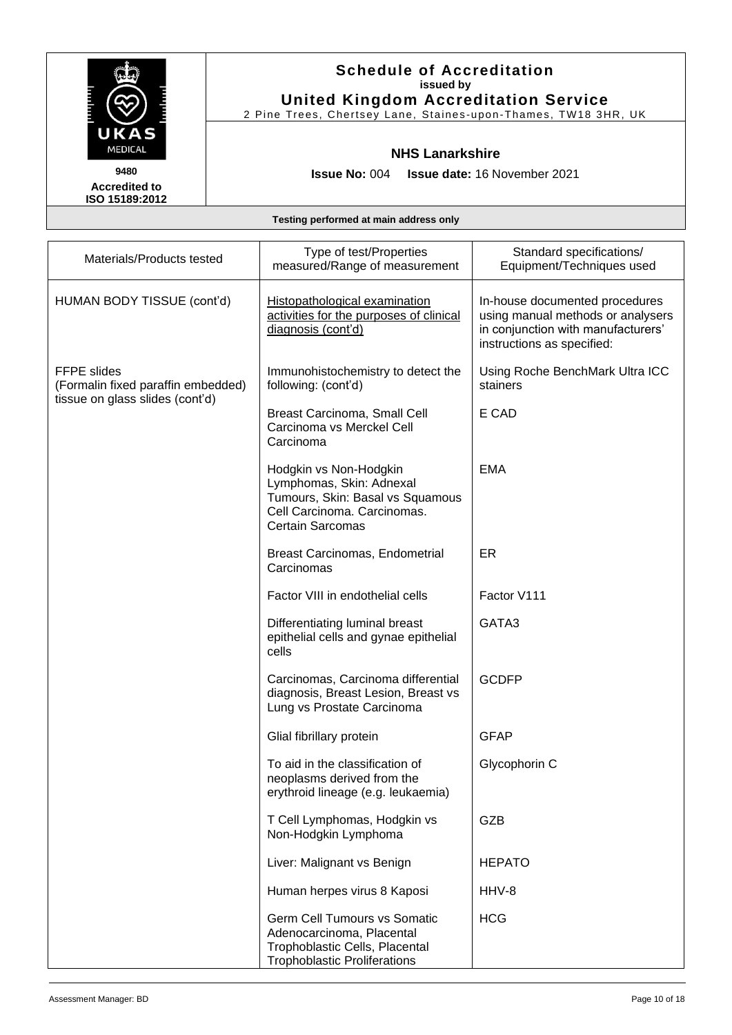**Schedule of Accreditation**
**issued by**
**United Kingdom Accreditation Service**
2 Pine Trees, Chertsey Lane, Staines-upon-Thames, TW18 3HR, UK

UKAS MEDICAL

**9480**
**Accredited to ISO 15189:2012**

**NHS Lanarkshire**

**Issue No:** 004 **Issue date:** 16 November 2021

**Testing performed at main address only**

| Materials/Products tested | Type of test/Properties measured/Range of measurement | Standard specifications/ Equipment/Techniques used |
|---|---|---|
| HUMAN BODY TISSUE (cont'd) | Histopathological examination activities for the purposes of clinical diagnosis (cont'd) | In-house documented procedures using manual methods or analysers in conjunction with manufacturers' instructions as specified: |
| FFPE slides (Formalin fixed paraffin embedded) tissue on glass slides (cont'd) | Immunohistochemistry to detect the following: (cont'd) | Using Roche BenchMark Ultra ICC stainers |
| | Breast Carcinoma, Small Cell Carcinoma vs Merckel Cell Carcinoma | E CAD |
| | Hodgkin vs Non-Hodgkin Lymphomas, Skin: Adnexal Tumours, Skin: Basal vs Squamous Cell Carcinoma. Carcinomas. Certain Sarcomas | EMA |
| | Breast Carcinomas, Endometrial Carcinomas | ER |
| | Factor VIII in endothelial cells | Factor V111 |
| | Differentiating luminal breast epithelial cells and gynae epithelial cells | GATA3 |
| | Carcinomas, Carcinoma differential diagnosis, Breast Lesion, Breast vs Lung vs Prostate Carcinoma | GCDFP |
| | Glial fibrillary protein | GFAP |
| | To aid in the classification of neoplasms derived from the erythroid lineage (e.g. leukaemia) | Glycophorin C |
| | T Cell Lymphomas, Hodgkin vs Non-Hodgkin Lymphoma | GZB |
| | Liver: Malignant vs Benign | HEPATO |
| | Human herpes virus 8 Kaposi | HHV-8 |
| | Germ Cell Tumours vs Somatic Adenocarcinoma, Placental Trophoblastic Cells, Placental Trophoblastic Proliferations | HCG |

Assessment Manager: BD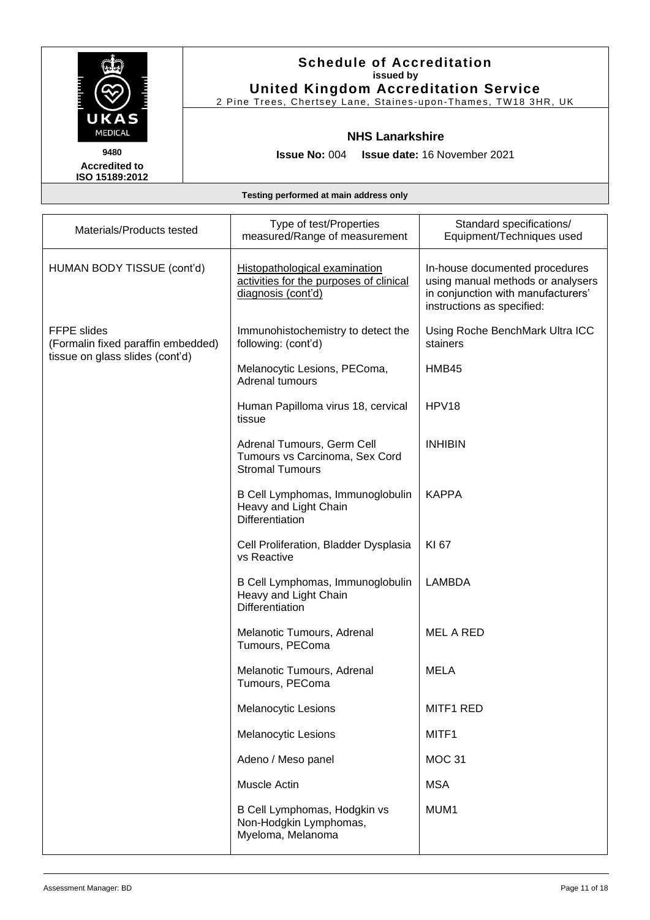# Schedule of Accreditation
**issued by**
**United Kingdom Accreditation Service**
2 Pine Trees, Chertsey Lane, Staines-upon-Thames, TW18 3HR, UK

UKAS MEDICAL

**9480**
**Accredited to ISO 15189:2012**

## NHS Lanarkshire

**Issue No:** 004 **Issue date:** 16 November 2021

**Testing performed at main address only**

| Materials/Products tested | Type of test/Properties measured/Range of measurement | Standard specifications/ Equipment/Techniques used |
|---|---|---|
| HUMAN BODY TISSUE (cont'd) | Histopathological examination activities for the purposes of clinical diagnosis (cont'd) | In-house documented procedures using manual methods or analysers in conjunction with manufacturers' instructions as specified: |
| FFPE slides (Formalin fixed paraffin embedded) tissue on glass slides (cont'd) | Immunohistochemistry to detect the following: (cont'd) | Using Roche BenchMark Ultra ICC stainers |
| | Melanocytic Lesions, PEComa, Adrenal tumours | HMB45 |
| | Human Papilloma virus 18, cervical tissue | HPV18 |
| | Adrenal Tumours, Germ Cell Tumours vs Carcinoma, Sex Cord Stromal Tumours | INHIBIN |
| | B Cell Lymphomas, Immunoglobulin Heavy and Light Chain Differentiation | KAPPA |
| | Cell Proliferation, Bladder Dysplasia vs Reactive | KI 67 |
| | B Cell Lymphomas, Immunoglobulin Heavy and Light Chain Differentiation | LAMBDA |
| | Melanotic Tumours, Adrenal Tumours, PEComa | MEL A RED |
| | Melanotic Tumours, Adrenal Tumours, PEComa | MELA |
| | Melanocytic Lesions | MITF1 RED |
| | Melanocytic Lesions | MITF1 |
| | Adeno / Meso panel | MOC 31 |
| | Muscle Actin | MSA |
| | B Cell Lymphomas, Hodgkin vs Non-Hodgkin Lymphomas, Myeloma, Melanoma | MUM1 |

Assessment Manager: BD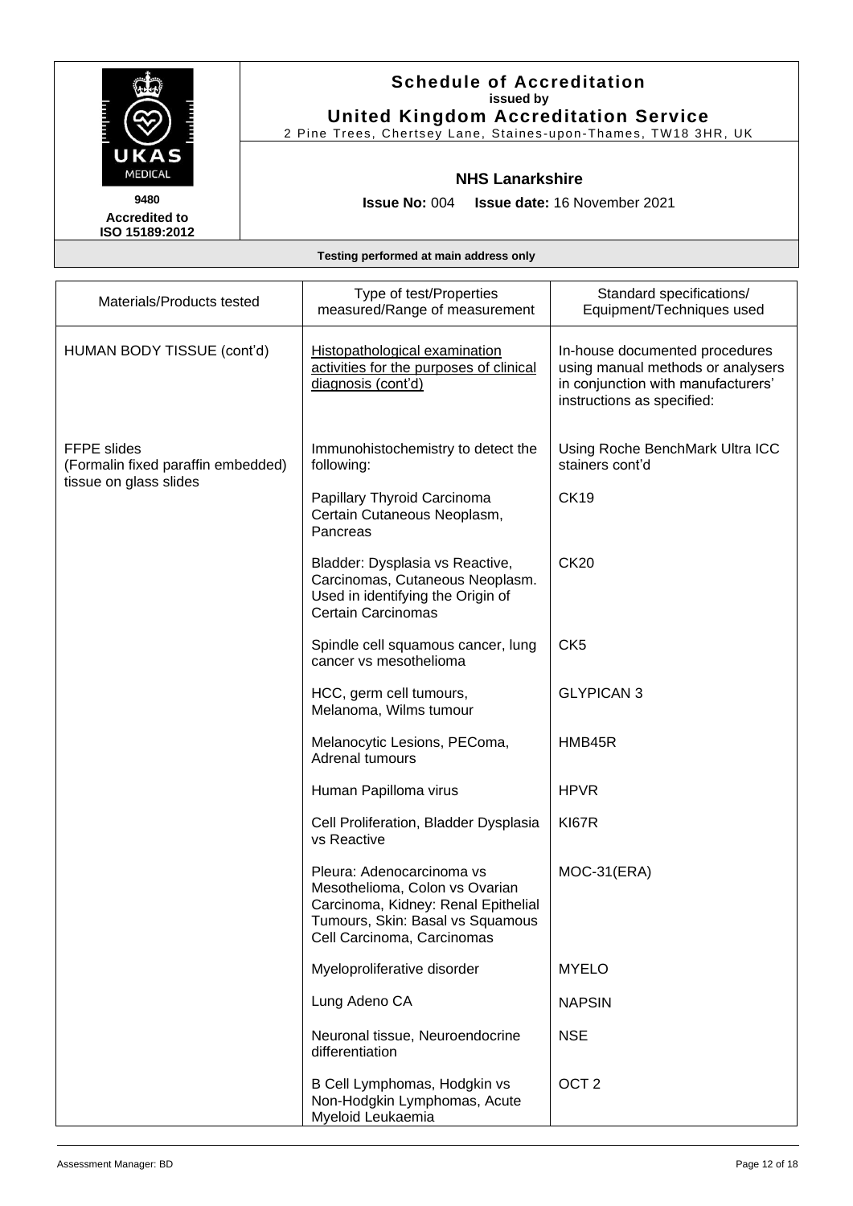# Schedule of Accreditation

issued by

**United Kingdom Accreditation Service**

2 Pine Trees, Chertsey Lane, Staines-upon-Thames, TW18 3HR, UK

9480

**Accredited to ISO 15189:2012**

**NHS Lanarkshire**

**Issue No:** 004 **Issue date:** 16 November 2021

**Testing performed at main address only**

| Materials/Products tested | Type of test/Properties measured/Range of measurement | Standard specifications/ Equipment/Techniques used |
|---|---|---|
| HUMAN BODY TISSUE (cont'd) | Histopathological examination activities for the purposes of clinical diagnosis (cont'd) | In-house documented procedures using manual methods or analysers in conjunction with manufacturers' instructions as specified: |
| FFPE slides (Formalin fixed paraffin embedded) tissue on glass slides | Immunohistochemistry to detect the following: | Using Roche BenchMark Ultra ICC stainers cont'd |
| | Papillary Thyroid Carcinoma Certain Cutaneous Neoplasm, Pancreas | CK19 |
| | Bladder: Dysplasia vs Reactive, Carcinomas, Cutaneous Neoplasm. Used in identifying the Origin of Certain Carcinomas | CK20 |
| | Spindle cell squamous cancer, lung cancer vs mesothelioma | CK5 |
| | HCC, germ cell tumours, Melanoma, Wilms tumour | GLYPICAN 3 |
| | Melanocytic Lesions, PEComa, Adrenal tumours | HMB45R |
| | Human Papilloma virus | HPVR |
| | Cell Proliferation, Bladder Dysplasia vs Reactive | KI67R |
| | Pleura: Adenocarcinoma vs Mesothelioma, Colon vs Ovarian Carcinoma, Kidney: Renal Epithelial Tumours, Skin: Basal vs Squamous Cell Carcinoma, Carcinomas | MOC-31(ERA) |
| | Myeloproliferative disorder | MYELO |
| | Lung Adeno CA | NAPSIN |
| | Neuronal tissue, Neuroendocrine differentiation | NSE |
| | B Cell Lymphomas, Hodgkin vs Non-Hodgkin Lymphomas, Acute Myeloid Leukaemia | OCT 2 |

Assessment Manager: BD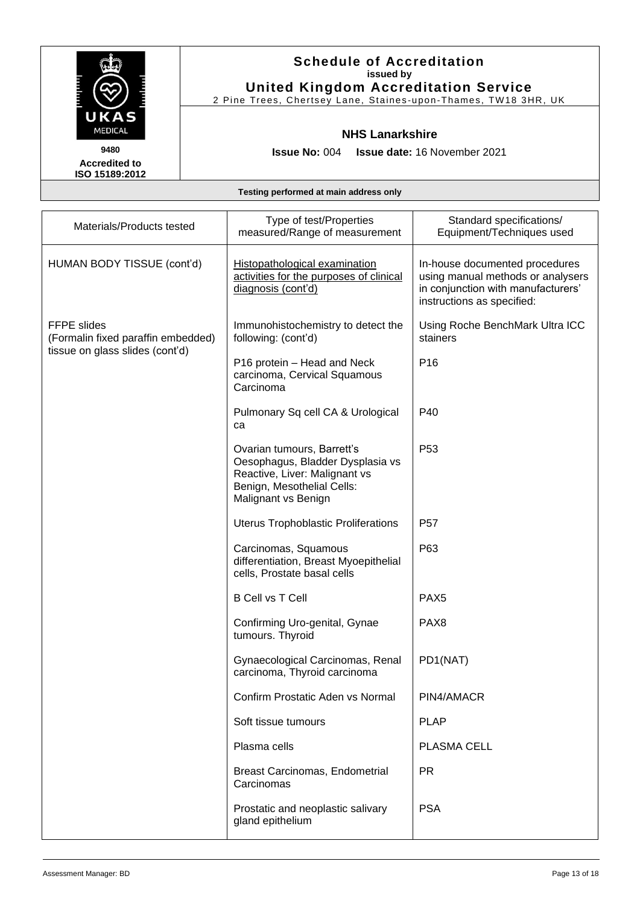# Schedule of Accreditation

**issued by**

**United Kingdom Accreditation Service**

2 Pine Trees, Chertsey Lane, Staines-upon-Thames, TW18 3HR, UK

**9480**
**Accredited to ISO 15189:2012**

## NHS Lanarkshire

**Issue No:** 004 **Issue date:** 16 November 2021

**Testing performed at main address only**

| Materials/Products tested | Type of test/Properties measured/Range of measurement | Standard specifications/ Equipment/Techniques used |
|---|---|---|
| HUMAN BODY TISSUE (cont'd) | Histopathological examination activities for the purposes of clinical diagnosis (cont'd) | In-house documented procedures using manual methods or analysers in conjunction with manufacturers' instructions as specified: |
| FFPE slides (Formalin fixed paraffin embedded) tissue on glass slides (cont'd) | Immunohistochemistry to detect the following: (cont'd) | Using Roche BenchMark Ultra ICC stainers |
| | P16 protein – Head and Neck carcinoma, Cervical Squamous Carcinoma | P16 |
| | Pulmonary Sq cell CA & Urological ca | P40 |
| | Ovarian tumours, Barrett's Oesophagus, Bladder Dysplasia vs Reactive, Liver: Malignant vs Benign, Mesothelial Cells: Malignant vs Benign | P53 |
| | Uterus Trophoblastic Proliferations | P57 |
| | Carcinomas, Squamous differentiation, Breast Myoepithelial cells, Prostate basal cells | P63 |
| | B Cell vs T Cell | PAX5 |
| | Confirming Uro-genital, Gynae tumours. Thyroid | PAX8 |
| | Gynaecological Carcinomas, Renal carcinoma, Thyroid carcinoma | PD1(NAT) |
| | Confirm Prostatic Aden vs Normal | PIN4/AMACR |
| | Soft tissue tumours | PLAP |
| | Plasma cells | PLASMA CELL |
| | Breast Carcinomas, Endometrial Carcinomas | PR |
| | Prostatic and neoplastic salivary gland epithelium | PSA |

Assessment Manager: BD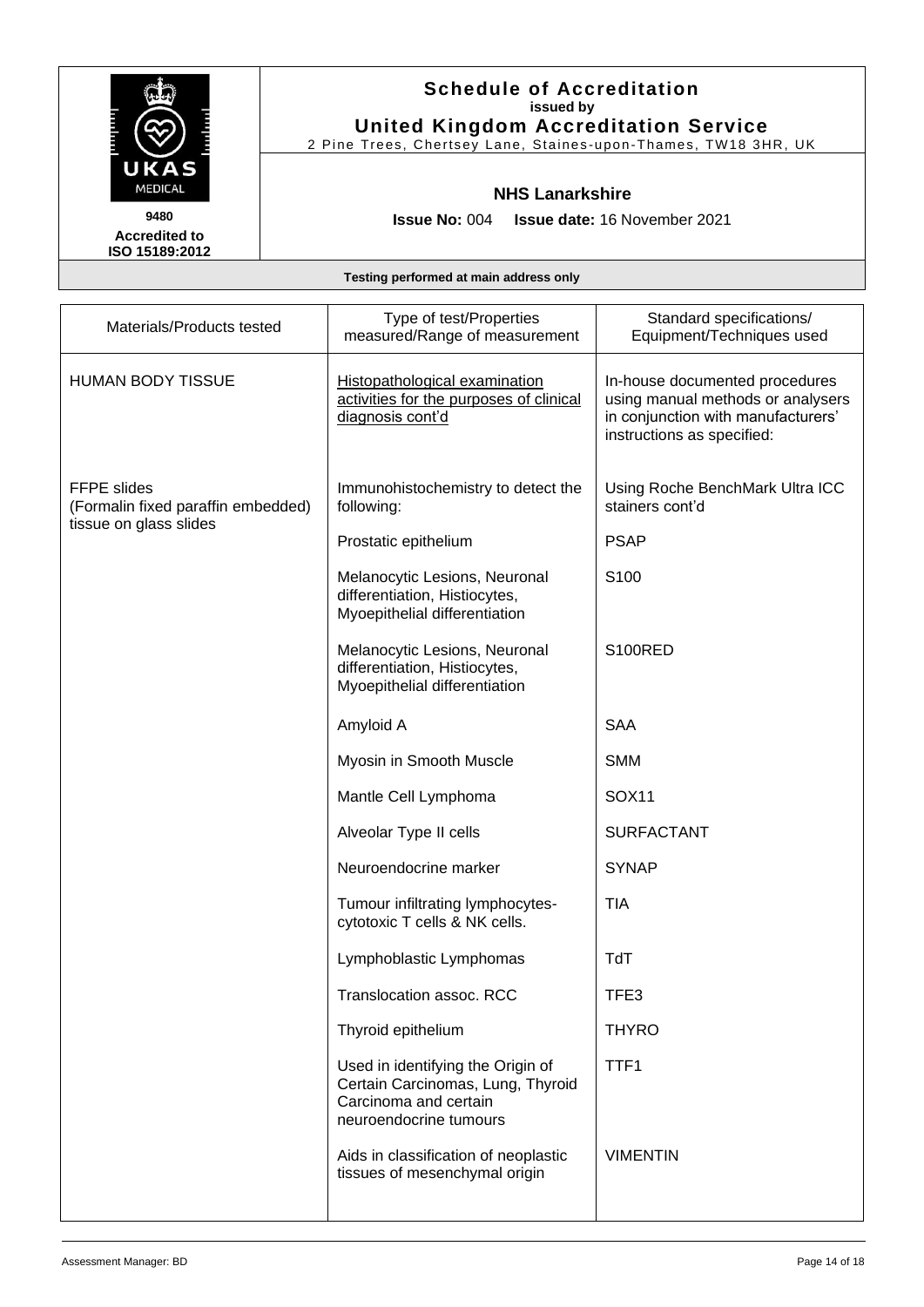# Schedule of Accreditation
**issued by**
**United Kingdom Accreditation Service**
2 Pine Trees, Chertsey Lane, Staines-upon-Thames, TW18 3HR, UK

UKAS MEDICAL

9480

**Accredited to ISO 15189:2012**

**NHS Lanarkshire**

**Issue No:** 004 **Issue date:** 16 November 2021

**Testing performed at main address only**

| Materials/Products tested | Type of test/Properties measured/Range of measurement | Standard specifications/ Equipment/Techniques used |
|---|---|---|
| HUMAN BODY TISSUE | Histopathological examination activities for the purposes of clinical diagnosis cont'd | In-house documented procedures using manual methods or analysers in conjunction with manufacturers' instructions as specified: |
| FFPE slides (Formalin fixed paraffin embedded) tissue on glass slides | Immunohistochemistry to detect the following: | Using Roche BenchMark Ultra ICC stainers cont'd |
| | Prostatic epithelium | PSAP |
| | Melanocytic Lesions, Neuronal differentiation, Histiocytes, Myoepithelial differentiation | S100 |
| | Melanocytic Lesions, Neuronal differentiation, Histiocytes, Myoepithelial differentiation | S100RED |
| | Amyloid A | SAA |
| | Myosin in Smooth Muscle | SMM |
| | Mantle Cell Lymphoma | SOX11 |
| | Alveolar Type II cells | SURFACTANT |
| | Neuroendocrine marker | SYNAP |
| | Tumour infiltrating lymphocytes- cytotoxic T cells & NK cells. | TIA |
| | Lymphoblastic Lymphomas | TdT |
| | Translocation assoc. RCC | TFE3 |
| | Thyroid epithelium | THYRO |
| | Used in identifying the Origin of Certain Carcinomas, Lung, Thyroid Carcinoma and certain neuroendocrine tumours | TTF1 |
| | Aids in classification of neoplastic tissues of mesenchymal origin | VIMENTIN |

Assessment Manager: BD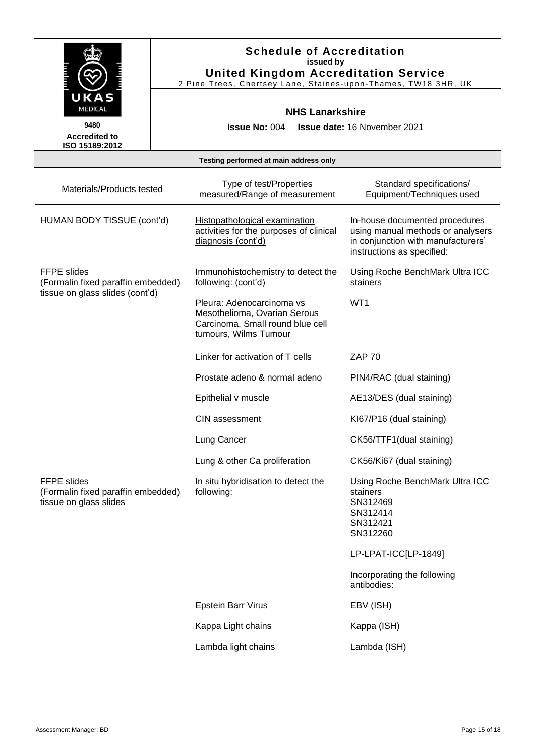# Schedule of Accreditation
**issued by**
**United Kingdom Accreditation Service**

2 Pine Trees, Chertsey Lane, Staines-upon-Thames, TW18 3HR, UK

UKAS MEDICAL

9480

**Accredited to ISO 15189:2012**

## NHS Lanarkshire

**Issue No:** 004 **Issue date:** 16 November 2021

**Testing performed at main address only**

| Materials/Products tested | Type of test/Properties measured/Range of measurement | Standard specifications/ Equipment/Techniques used |
|---|---|---|
| HUMAN BODY TISSUE (cont'd) | Histopathological examination activities for the purposes of clinical diagnosis (cont'd) | In-house documented procedures using manual methods or analysers in conjunction with manufacturers' instructions as specified: |
| FFPE slides (Formalin fixed paraffin embedded) tissue on glass slides (cont'd) | Immunohistochemistry to detect the following: (cont'd) | Using Roche BenchMark Ultra ICC stainers |
| | Pleura: Adenocarcinoma vs Mesothelioma, Ovarian Serous Carcinoma, Small round blue cell tumours, Wilms Tumour | WT1 |
| | Linker for activation of T cells | ZAP 70 |
| | Prostate adeno & normal adeno | PIN4/RAC (dual staining) |
| | Epithelial v muscle | AE13/DES (dual staining) |
| | CIN assessment | KI67/P16 (dual staining) |
| | Lung Cancer | CK56/TTF1(dual staining) |
| | Lung & other Ca proliferation | CK56/Ki67 (dual staining) |
| FFPE slides (Formalin fixed paraffin embedded) tissue on glass slides | In situ hybridisation to detect the following: | Using Roche BenchMark Ultra ICC stainers<br>SN312469<br>SN312414<br>SN312421<br>SN312260<br><br>LP-LPAT-ICC[LP-1849]<br><br>Incorporating the following antibodies: |
| | Epstein Barr Virus | EBV (ISH) |
| | Kappa Light chains | Kappa (ISH) |
| | Lambda light chains | Lambda (ISH) |

Assessment Manager: BD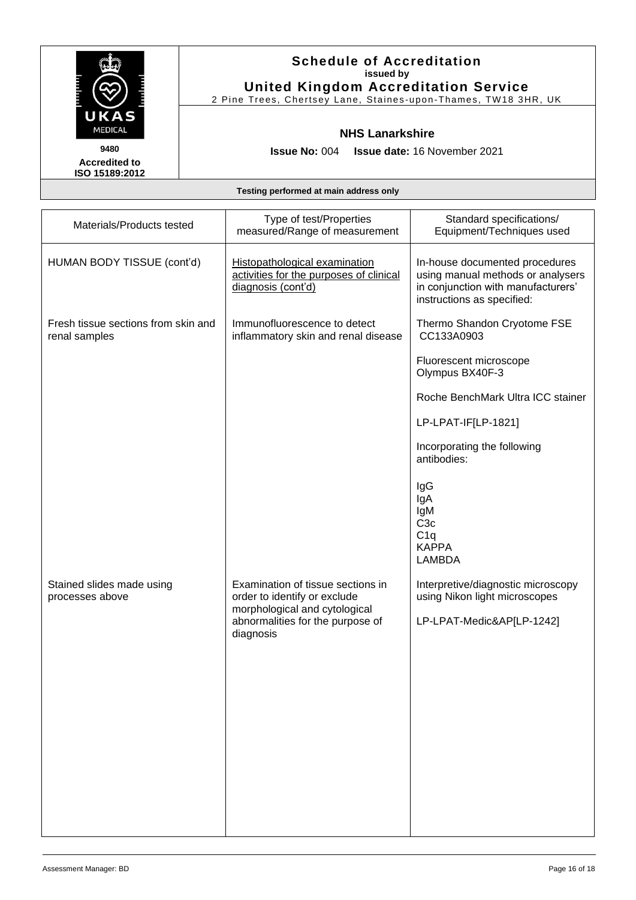# Schedule of Accreditation
**issued by**
**United Kingdom Accreditation Service**
2 Pine Trees, Chertsey Lane, Staines-upon-Thames, TW18 3HR, UK

UKAS MEDICAL

**9480**
**Accredited to ISO 15189:2012**

## NHS Lanarkshire

**Issue No:** 004 **Issue date:** 16 November 2021

**Testing performed at main address only**

| Materials/Products tested | Type of test/Properties measured/Range of measurement | Standard specifications/ Equipment/Techniques used |
|---|---|---|
| HUMAN BODY TISSUE (cont'd) | Histopathological examination activities for the purposes of clinical diagnosis (cont'd) | In-house documented procedures using manual methods or analysers in conjunction with manufacturers' instructions as specified: |
| Fresh tissue sections from skin and renal samples | Immunofluorescence to detect inflammatory skin and renal disease | Thermo Shandon Cryotome FSE CC133A0903<br><br>Fluorescent microscope Olympus BX40F-3<br><br>Roche BenchMark Ultra ICC stainer<br><br>LP-LPAT-IF[LP-1821]<br><br>Incorporating the following antibodies:<br><br>IgG<br>IgA<br>IgM<br>C3c<br>C1q<br>KAPPA<br>LAMBDA |
| Stained slides made using processes above | Examination of tissue sections in order to identify or exclude morphological and cytological abnormalities for the purpose of diagnosis | Interpretive/diagnostic microscopy using Nikon light microscopes<br><br>LP-LPAT-Medic&AP[LP-1242] |

Assessment Manager: BD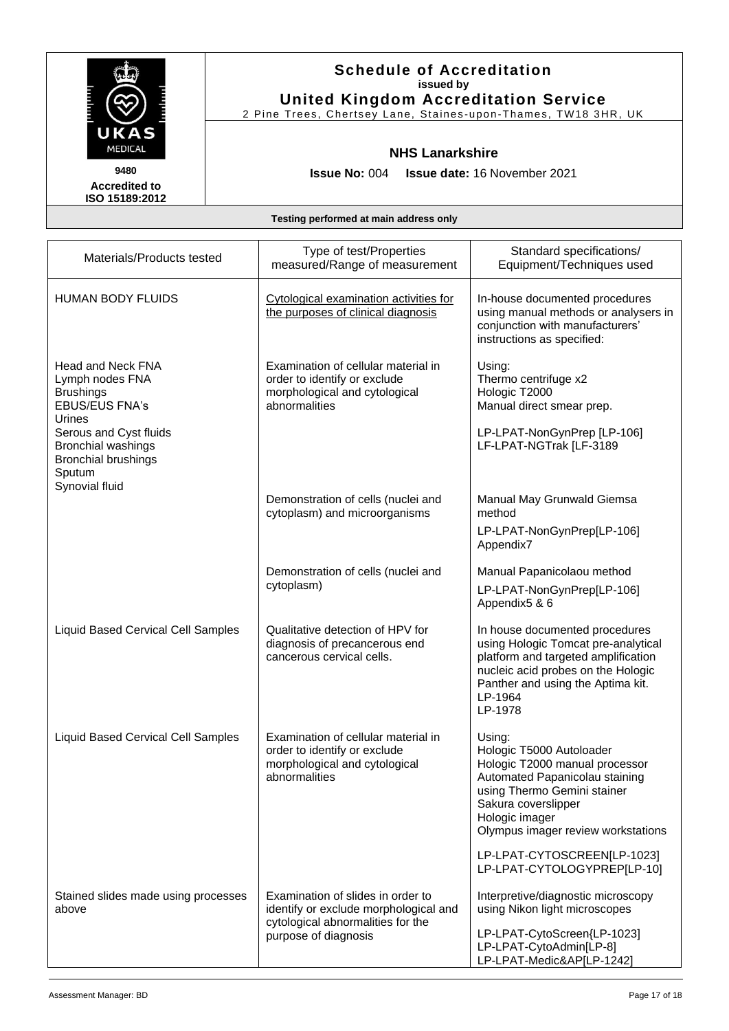# Schedule of Accreditation
**issued by**
**United Kingdom Accreditation Service**
2 Pine Trees, Chertsey Lane, Staines-upon-Thames, TW18 3HR, UK

UKAS MEDICAL
9480
**Accredited to ISO 15189:2012**

**NHS Lanarkshire**

**Issue No:** 004 **Issue date:** 16 November 2021

**Testing performed at main address only**

| Materials/Products tested | Type of test/Properties measured/Range of measurement | Standard specifications/ Equipment/Techniques used |
|---|---|---|
| HUMAN BODY FLUIDS | Cytological examination activities for the purposes of clinical diagnosis | In-house documented procedures using manual methods or analysers in conjunction with manufacturers' instructions as specified: |
| Head and Neck FNA<br>Lymph nodes FNA<br>Brushings<br>EBUS/EUS FNA's<br>Urines<br>Serous and Cyst fluids<br>Bronchial washings<br>Bronchial brushings<br>Sputum<br>Synovial fluid | Examination of cellular material in order to identify or exclude morphological and cytological abnormalities | Using:<br>Thermo centrifuge x2<br>Hologic T2000<br>Manual direct smear prep.<br><br>LP-LPAT-NonGynPrep [LP-106]<br>LF-LPAT-NGTrak [LF-3189 |
| | Demonstration of cells (nuclei and cytoplasm) and microorganisms | Manual May Grunwald Giemsa method<br>LP-LPAT-NonGynPrep[LP-106] Appendix7 |
| | Demonstration of cells (nuclei and cytoplasm) | Manual Papanicolaou method<br>LP-LPAT-NonGynPrep[LP-106] Appendix5 & 6 |
| Liquid Based Cervical Cell Samples | Qualitative detection of HPV for diagnosis of precancerous end cancerous cervical cells. | In house documented procedures using Hologic Tomcat pre-analytical platform and targeted amplification nucleic acid probes on the Hologic Panther and using the Aptima kit.<br>LP-1964<br>LP-1978 |
| Liquid Based Cervical Cell Samples | Examination of cellular material in order to identify or exclude morphological and cytological abnormalities | Using:<br>Hologic T5000 Autoloader<br>Hologic T2000 manual processor<br>Automated Papanicolau staining using Thermo Gemini stainer<br>Sakura coverslipper<br>Hologic imager<br>Olympus imager review workstations<br><br>LP-LPAT-CYTOSCREEN[LP-1023]<br>LP-LPAT-CYTOLOGYPREP[LP-10] |
| Stained slides made using processes above | Examination of slides in order to identify or exclude morphological and cytological abnormalities for the purpose of diagnosis | Interpretive/diagnostic microscopy using Nikon light microscopes<br><br>LP-LPAT-CytoScreen{LP-1023]<br>LP-LPAT-CytoAdmin[LP-8]<br>LP-LPAT-Medic&AP[LP-1242] |

Assessment Manager: BD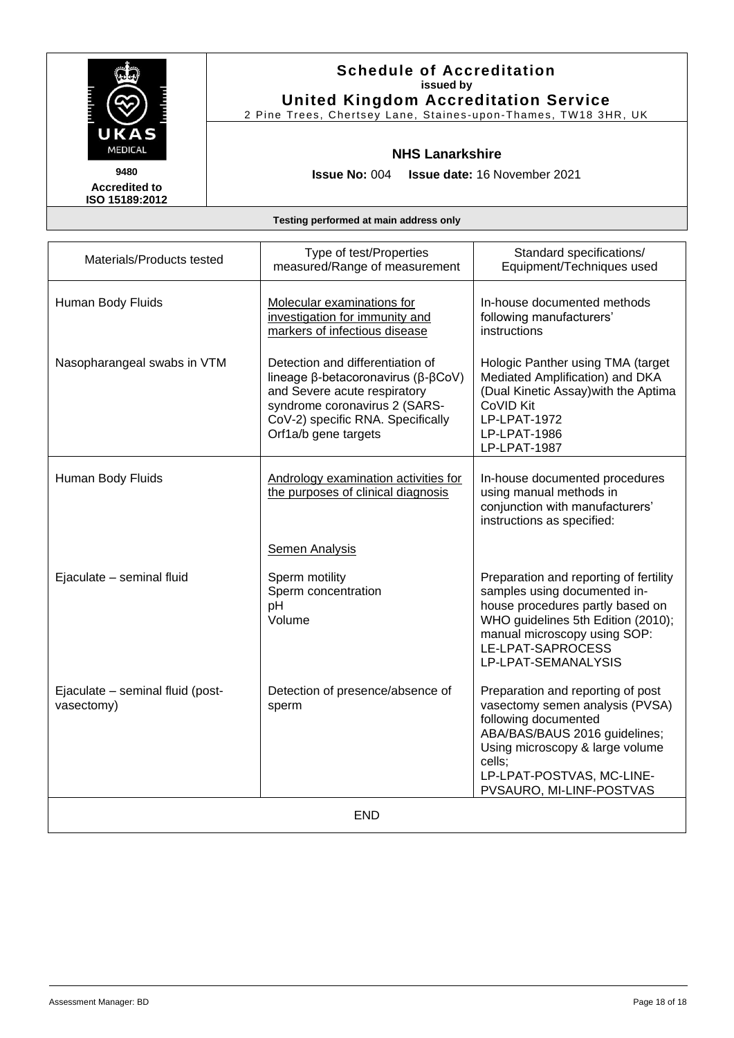**Schedule of Accreditation**
**issued by**
**United Kingdom Accreditation Service**
2 Pine Trees, Chertsey Lane, Staines-upon-Thames, TW18 3HR, UK

UKAS MEDICAL

**9480**
**Accredited to ISO 15189:2012**

**NHS Lanarkshire**

**Issue No:** 004 **Issue date:** 16 November 2021

**Testing performed at main address only**

| Materials/Products tested | Type of test/Properties measured/Range of measurement | Standard specifications/ Equipment/Techniques used |
|---|---|---|
| Human Body Fluids | Molecular examinations for investigation for immunity and markers of infectious disease | In-house documented methods following manufacturers' instructions |
| Nasopharangeal swabs in VTM | Detection and differentiation of lineage β-betacoronavirus (β-βCoV) and Severe acute respiratory syndrome coronavirus 2 (SARS-CoV-2) specific RNA. Specifically Orf1a/b gene targets | Hologic Panther using TMA (target Mediated Amplification) and DKA (Dual Kinetic Assay)with the Aptima CoVID Kit<br>LP-LPAT-1972<br>LP-LPAT-1986<br>LP-LPAT-1987 |
| Human Body Fluids | Andrology examination activities for the purposes of clinical diagnosis | In-house documented procedures using manual methods in conjunction with manufacturers' instructions as specified: |
| | Semen Analysis | |
| Ejaculate – seminal fluid | Sperm motility<br>Sperm concentration<br>pH<br>Volume | Preparation and reporting of fertility samples using documented in-house procedures partly based on WHO guidelines 5th Edition (2010); manual microscopy using SOP:<br>LE-LPAT-SAPROCESS<br>LP-LPAT-SEMANALYSIS |
| Ejaculate – seminal fluid (post-vasectomy) | Detection of presence/absence of sperm | Preparation and reporting of post vasectomy semen analysis (PVSA) following documented ABA/BAS/BAUS 2016 guidelines; Using microscopy & large volume cells;<br>LP-LPAT-POSTVAS, MC-LINE-PVSAURO, MI-LINF-POSTVAS |

END

Assessment Manager: BD